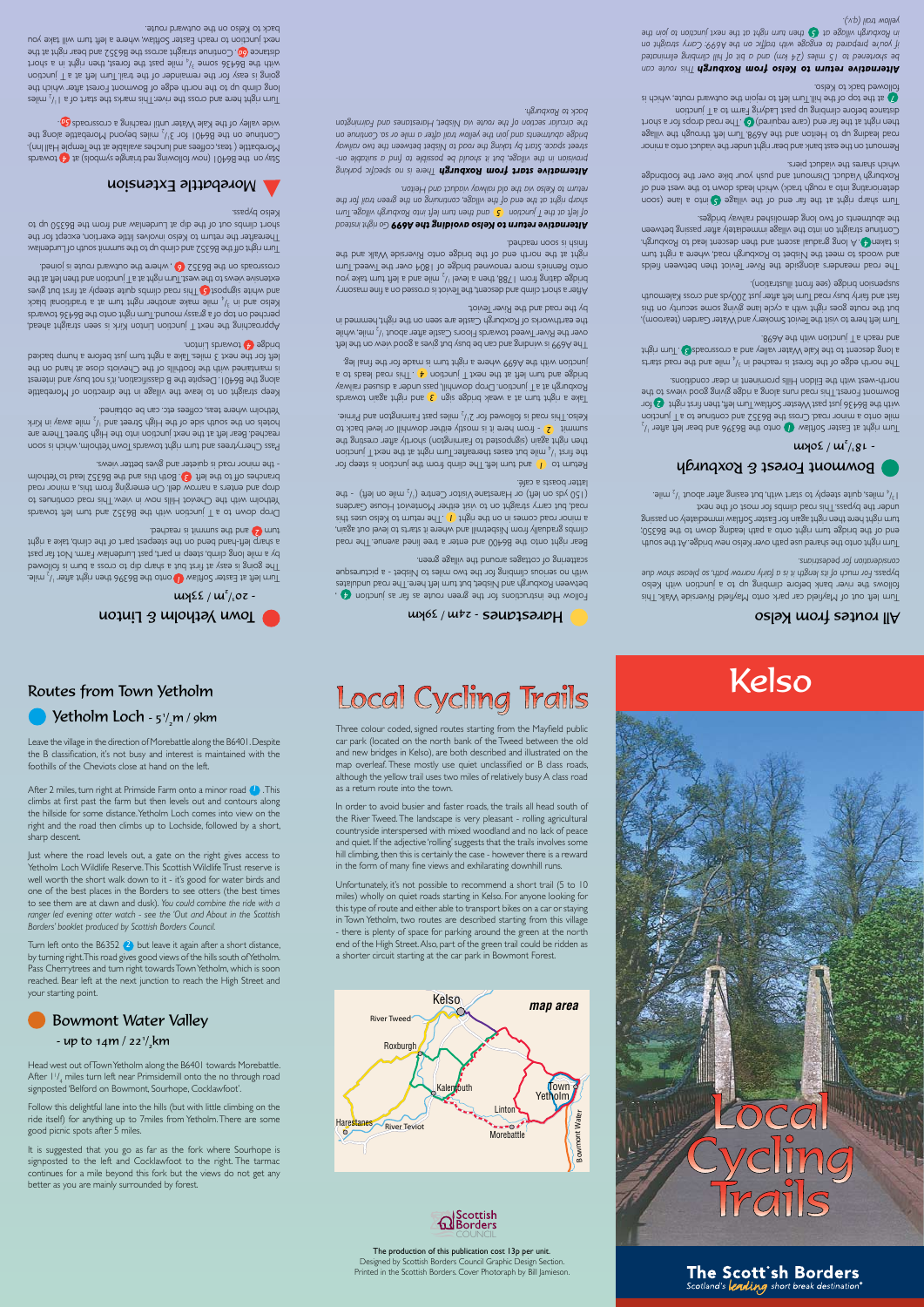# All routes from Kelso

Turn left out of Mayfield car park onto Mayfield Riverside Walk. This follows the river bank before climbing up to a junction with Kelso bypass. *For much of its length it is a fairly narrow path, so please show due consideration for pedestrians.*

Turn right onto the shared use path over Kelso new bridge. At the south end of the bridge turn right onto a path leading down to the B6350; turn right here then right again for Easter Softlaw immediately on passing under the bypass. This road climbs for most of the next 1¾ miles, quite steeply to start with, but easing after about ½ mile.

## Bowmont Forest & Roxburgh - 18½m / 30km

Turn right at Easter Softlaw 1 onto the B6396 and bear left after ½ mile onto a minor road. Cross the B6352 and continue to a T junction with the B6436 just past Wester Softlaw. Turn left, then first right 2 for Bowmont Forest. This road runs along a ridge giving good views to the north-west with the Eildon Hills prominent in clear conditions.

The north edge of the forest is reached in ¾ mile and the road starts a long descent to the Kale Water valley and a crossroads 3. Turn right and reach a T junction with the A698.

Turn left to visit the Teviot Smokery and Water Garden (tearoom), but the route goes right with a cycle lane giving some security on this fast and fairly busy road. Turn left after just 200yds and cross Kalemouth suspension bridge (see front illustration).

The road meanders alongside the River Teviot then between fields and woods to meet the Nisbet to Roxburgh road, where a right turn is taken 4. A long gradual ascent and then descent lead to Roxburgh. Continue straight on into the village immediately after passing between the abutments of two long demolished railway bridges.

Turn sharp right at the far end of the village 5 into a lane (soon deteriorating into a rough track) which leads down to the west end of Roxburgh Viaduct. Dismount and push your bike over the footbridge which shares the viaduct piers.

Remount on the east bank and bear right under the viaduct onto a minor road leading up to Heiton and the A698. Turn left through the village then right at the far end (care required) 6. The road drops for a short distance before climbing up past Ladyrig Farm to a T junction 7 at the top of the hill. Turn left to rejoin the outward route, which is followed back to Kelso.

***Alternative return to Kelso from Roxburgh*** *This route can be shortened to 15 miles (24 km) and a bit of hill climbing eliminated if you're prepared to engage with traffic on the A699. Carry straight on in Roxburgh village at 5 then turn right at the next junction to join the yellow trail (q.v.).*

## Harestanes - 24m / 39km

Follow the instructions for the green route as far as junction 4, between Roxburgh and Nisbet, but turn left here. The road undulates with no serious climbing for the two miles to Nisbet - a picturesque scattering of cottages around the village green.

Bear right onto the B6400 and enter a tree lined avenue. The road climbs gradually from Nisbetmill and where it starts to level out again, a minor road comes in on the right 1. The return to Kelso uses this road, but carry straight on to visit either Monteviot House Gardens (150 yds on left) or Harestanes Visitor Centre (½ mile on left) - the latter boasts a cafe.

Return to 1 and turn left. The climb from the junction is steep for the first ¼ mile but eases thereafter. Turn right at the next T junction then right again (signposted to Fairnington) shortly after cresting the summit 2 - from here it is mostly either downhill or level back to Kelso. This road is followed for 2½ miles past Fairnington and Prime.

Take a right turn at a weak bridge sign 3 and right again towards Roxburgh at a T junction. Drop downhill, pass under a disused railway bridge and turn left at the next T junction 4. This road leads to a junction with the A699 where a right turn is made for the final leg.

The A699 is winding and can be busy but gives a good view on the left over the River Tweed towards Floors Castle after about ½ mile, while the earthworks of Roxburgh Castle are seen on the right, hemmed in by the road and the River Teviot.

After a short climb and descent, the Teviot is crossed on a fine masonry bridge dating from 1788, then a level ½ mile and a left turn take you onto Rennie's more renowned bridge of 1804 over the Tweed. Turn right at the north end of the bridge onto Riverside Walk and the finish is soon reached.

***Alternative return to Kelso avoiding the A699*** *Go right instead of left at the T junction 5 and then turn left into Roxburgh village. Turn sharp right at the end of the village, continuing on the green trail for the return to Kelso via the old railway viaduct and Heiton.*

***Alternative start from Roxburgh*** *There is no specific parking provision in the village, but it should be possible to find a suitable on-street space. Start by taking the road to Nisbet between the two railway bridge abutments and join the yellow trail after a mile or so. Continue on the circular section of the route via Nisbet, Harestanes and Fairnington back to Roxburgh.*

## Town Yetholm & Linton - 20½m / 33km

Turn left at Easter Softlaw 1 onto the B6396 then right after ½ mile. The going is easy at first but a sharp dip to cross a burn is followed by a mile long climb, steep in part, past Lurdenlaw Farm. Not far past a sharp left-hand bend on the steepest part of the climb, take a right turn 2 and the summit is reached.

Drop down to a T junction with the B6352 and turn left towards Yetholm with the Cheviot Hills now in view. This road continues to drop and enters a narrow dell. On emerging from this, a minor road branches off to the left 3. Both this and the B6352 lead to Yetholm - the minor road is quieter and gives better views.

Pass Cherrytrees and turn right towards Town Yetholm, which is soon reached. Bear left at the next junction into the High Street. There are hotels on the south side of the High Street and ½ mile away in Kirk Yetholm where teas, coffees etc. can be obtained.

Keep straight on to leave the village in the direction of Morebattle along the B6401. Despite the B classification, it's not busy and interest is maintained with the foothills of the Cheviots close at hand on the left for the next 3 miles. Take a right turn just before a hump backed bridge 4 towards Linton.

Approaching the next T junction Linton Kirk is seen straight ahead, perched on top of a grassy mound. Turn right onto the B6436 towards Kelso and in ¾ mile make another right turn at a traditional black and white signpost 5. This road climbs quite steeply at first but gives extensive views to the west. Turn right at a T junction and then left at the crossroads on the B6352 6, where the outward route is joined.

Turn right off the B6352 and climb up to the summit south of Lurdenlaw. Thereafter the return to Kelso involves little exertion, except for the short climbs out of the dip at Lurdenlaw and from the B6350 up to Kelso bypass.

## Morebattle Extension

Stay on the B6401 (now following red triangle symbols) at 4 towards Morebattle (teas, coffees and lunches available at the Temple Hall Inn). Continue on the B6401 for 3½ miles beyond Morebattle along the wide valley of the Kale Water until reaching a crossroads 5a.

Turn right here and cross the river. This marks the start of a 1½ miles long climb up to the north edge of Bowmont Forest after which the going is easy for the remainder of the trail. Turn left at the T junction with the B6436 some ¾ mile past the forest, then right in a short distance 6a. Continue straight across the B6352 and bear right at the next junction to reach Easter Softlaw, where a left turn will take you back to Kelso on the outward route.

# Routes from Town Yetholm

## Yetholm Loch - 5½m / 9km

Leave the village in the direction of Morebattle along the B6401. Despite the B classification, it's not busy and interest is maintained with the foothills of the Cheviots close at hand on the left.

After 2 miles, turn right at Primside Farm onto a minor road 1. This climbs at first past the farm but then levels out and contours along the hillside for some distance. Yetholm Loch comes into view on the right and the road then climbs up to Lochside, followed by a short, sharp descent.

Just where the road levels out, a gate on the right gives access to Yetholm Loch Wildlife Reserve. This Scottish Wildlife Trust reserve is well worth the short walk down to it - it's good for water birds and one of the best places in the Borders to see otters (the best times to see them are at dawn and dusk). *You could combine the ride with a ranger led evening otter watch - see the 'Out and About in the Scottish Borders' booklet produced by Scottish Borders Council.*

Turn left onto the B6352 2 but leave it again after a short distance, by turning right. This road gives good views of the hills south of Yetholm. Pass Cherrytrees and turn right towards Town Yetholm, which is soon reached. Bear left at the next junction to reach the High Street and your starting point.

## Bowmont Water Valley - up to 14m / 22½km

Head west out of Town Yetholm along the B6401 towards Morebattle. After 1¼ miles turn left near Primsidemill onto the no through road signposted 'Belford on Bowmont, Sourhope, Cocklawfoot'.

Follow this delightful lane into the hills (but with little climbing on the ride itself) for anything up to 7miles from Yetholm. There are some good picnic sites after 5 miles.

It is suggested that you go as far as the fork where Sourhope is signposted to the left and Cocklawfoot to the right. The tarmac continues for a mile beyond this fork but the views do not get any better as you are mainly surrounded by forest.

# Local Cycling Trails

Three colour coded, signed routes starting from the Mayfield public car park (located on the north bank of the Tweed between the old and new bridges in Kelso), are both described and illustrated on the map overleaf. These mostly use quiet unclassified or B class roads, although the yellow trail uses two miles of relatively busy A class road as a return route into the town.

In order to avoid busier and faster roads, the trails all head south of the River Tweed. The landscape is very pleasant - rolling agricultural countryside interspersed with mixed woodland and no lack of peace and quiet. If the adjective 'rolling' suggests that the trails involves some hill climbing, then this is certainly the case - however there is a reward in the form of many fine views and exhilarating downhill runs.

Unfortunately, it's not possible to recommend a short trail (5 to 10 miles) wholly on quiet roads starting in Kelso. For anyone looking for this type of route and either able to transport bikes on a car or staying in Town Yetholm, two routes are described starting from this village - there is plenty of space for parking around the green at the north end of the High Street. Also, part of the green trail could be ridden as a shorter circuit starting at the car park in Bowmont Forest.

**map area**

Kelso · River Tweed · Roxburgh · Kalemouth · Town Yetholm · Linton · Harestanes · River Teviot · Morebattle · Bowmont Water

Scottish Borders COUNCIL

The production of this publication cost 13p per unit.
Designed by Scottish Borders Council Graphic Design Section.
Printed in the Scottish Borders. Cover Photograph by Bill Jamieson.

# Kelso

# Local Cycling Trails

**The Scottish Borders**
Scotland's *leading* short break destination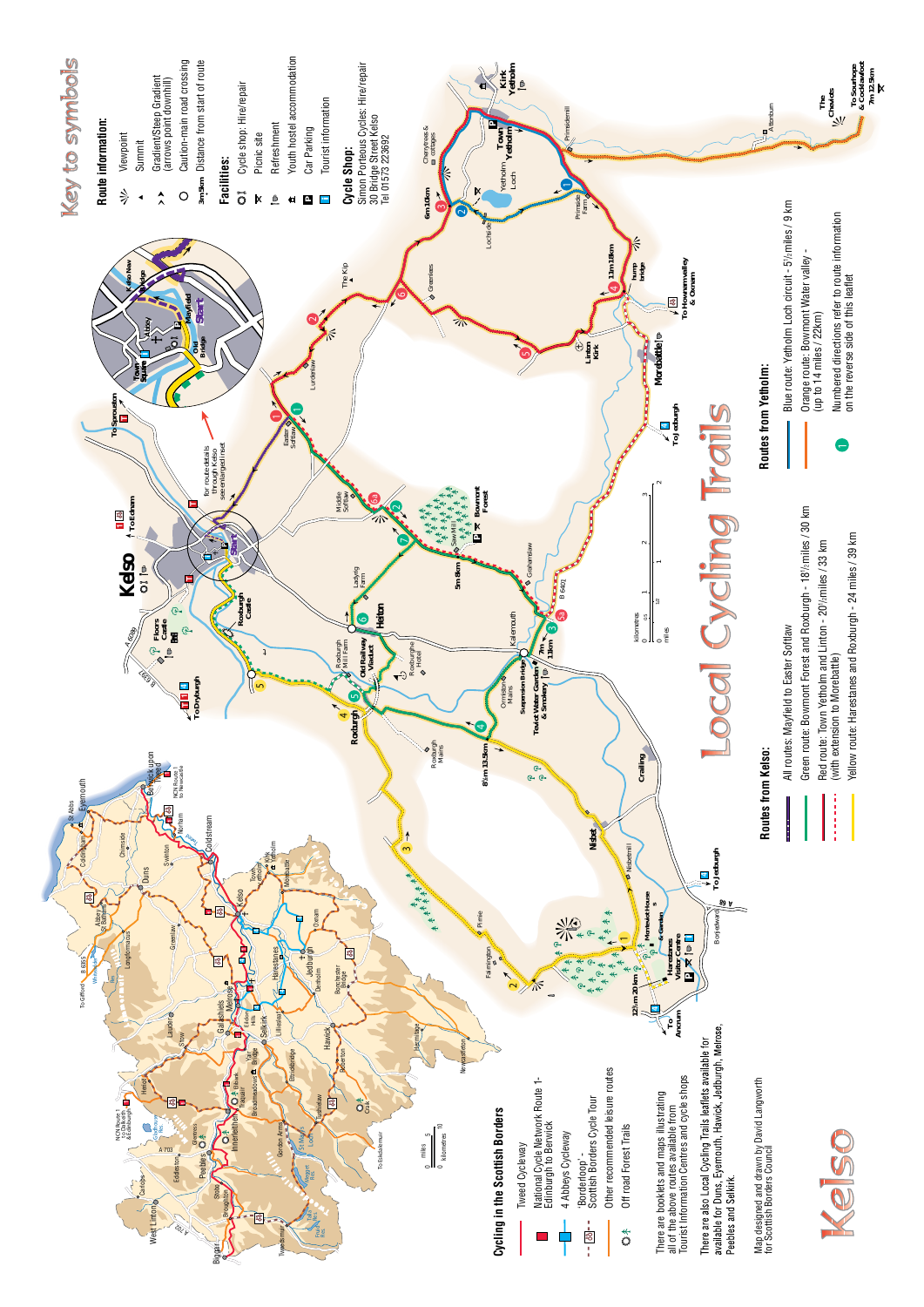# Kelso

# Local Cycling Trails

## Key to symbols

### Route information:

- Viewpoint
- Summit
- Gradient/Steep Gradient (arrows point downhill)
- Caution-main road crossing
- 3m 5km Distance from start of route

### Facilities:

- Cycle shop: Hire/repair
- Picnic site
- Refreshment
- Youth hostel accommodation
- Car Parking
- Tourist information

### Cycle Shop:

Simon Porteous Cycles: Hire/repair
30 Bridge Street Kelso
Tel 01573 223692

## Routes from Kelso:

- All routes: Mayfield to Easter Softlaw
- Green route: Bowmont Forest and Roxburgh - 18½ miles / 30 km
- Red route: Town Yetholm and Linton - 20½ miles / 33 km (with extension to Morebattle)
- Yellow route: Harestanes and Roxburgh - 24 miles / 39 km

## Routes from Yetholm:

- Blue route: Yetholm Loch circuit - 5½ miles / 9 km
- Orange route: Bowmont Water valley - (up to 14 miles / 22km)
- Numbered directions refer to route information on the reverse side of this leaflet

## Cycling in the Scottish Borders

- Tweed Cycleway
- National Cycle Network Route 1- Edinburgh to Berwick
- 4 Abbeys Cycleway
- 'Borderloop' - Scottish Borders Cycle Tour
- Other recommended leisure routes
- Off road Forest Trails

There are booklets and maps illustrating all of the above routes available from Tourist Information Centres and cycle shops

There are also Local Cycling Trails leaflets available for Duns, Eyemouth, Hawick, Jedburgh, Melrose, Peebles and Selkirk.

Map designed and drawn by David Langworth for Scottish Borders Council